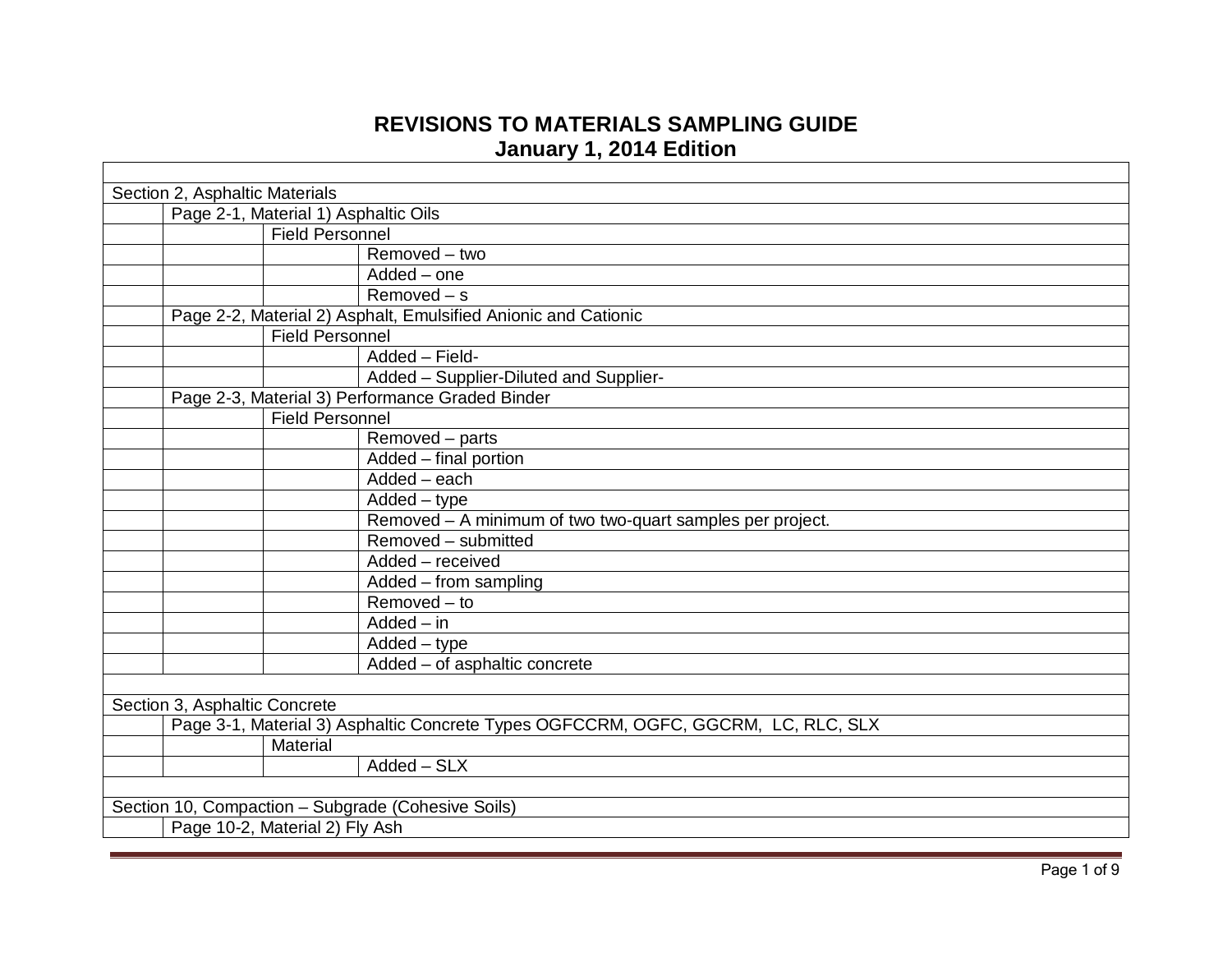# REVISIONS TO MATERIALS SAMPLING GUIDE
## January 1, 2014 Edition

| | | | |
|---|---|---|---|
| Section 2, Asphaltic Materials | | | |
| | Page 2-1, Material 1) Asphaltic Oils | | |
| | | Field Personnel | |
| | | | Removed – two |
| | | | Added – one |
| | | | Removed – s |
| | Page 2-2, Material 2) Asphalt, Emulsified Anionic and Cationic | | |
| | | Field Personnel | |
| | | | Added – Field- |
| | | | Added – Supplier-Diluted and Supplier- |
| | Page 2-3, Material 3) Performance Graded Binder | | |
| | | Field Personnel | |
| | | | Removed – parts |
| | | | Added – final portion |
| | | | Added – each |
| | | | Added – type |
| | | | Removed – A minimum of two two-quart samples per project. |
| | | | Removed – submitted |
| | | | Added – received |
| | | | Added – from sampling |
| | | | Removed – to |
| | | | Added – in |
| | | | Added – type |
| | | | Added – of asphaltic concrete |
| | | | |
| Section 3, Asphaltic Concrete | | | |
| | Page 3-1, Material 3) Asphaltic Concrete Types OGFCCRM, OGFC, GGCRM, LC, RLC, SLX | | |
| | | Material | |
| | | | Added – SLX |
| | | | |
| Section 10, Compaction – Subgrade (Cohesive Soils) | | | |
| | Page 10-2, Material 2) Fly Ash | | |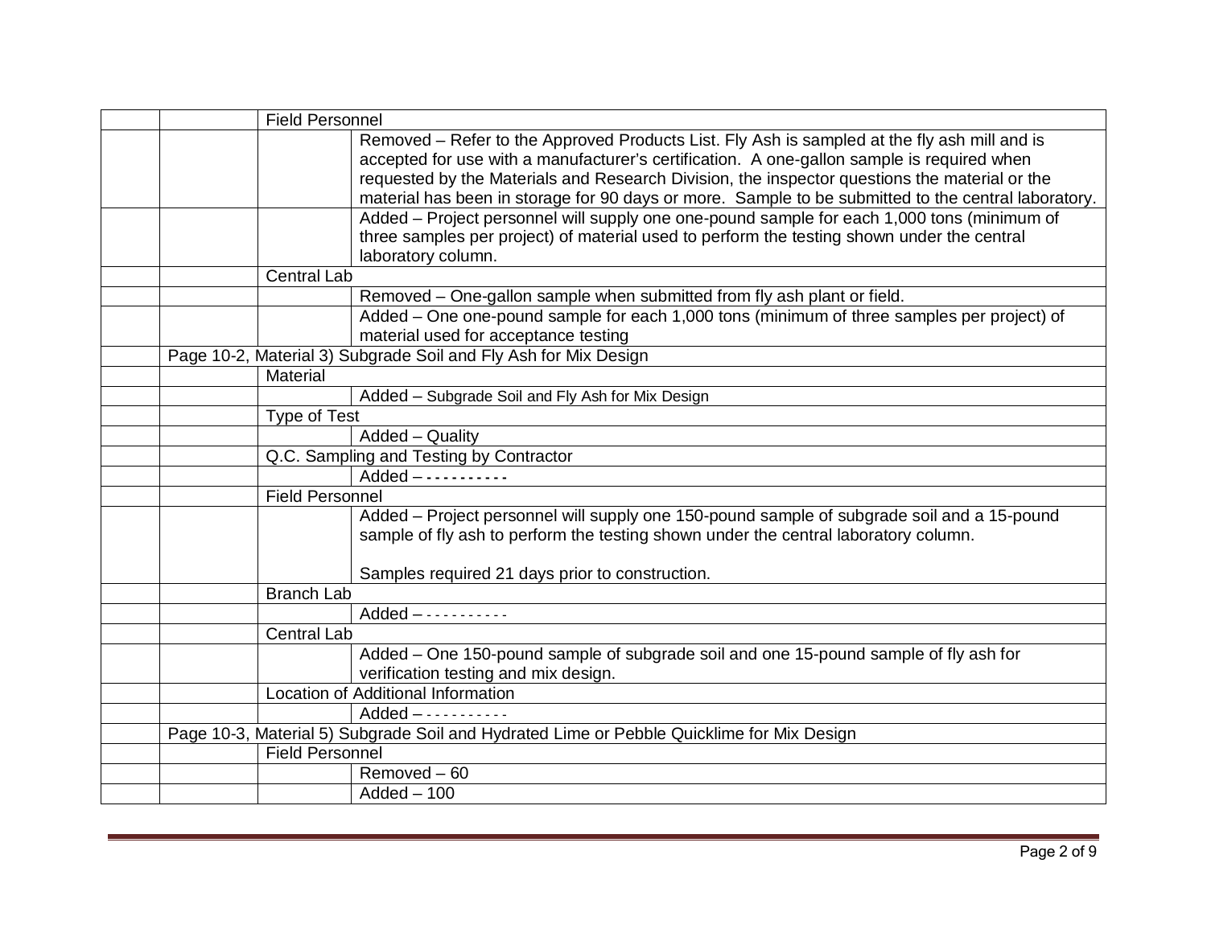| | | | |
|---|---|---|---|
| | | Field Personnel | |
| | | | Removed – Refer to the Approved Products List. Fly Ash is sampled at the fly ash mill and is accepted for use with a manufacturer's certification. A one-gallon sample is required when requested by the Materials and Research Division, the inspector questions the material or the material has been in storage for 90 days or more. Sample to be submitted to the central laboratory. |
| | | | Added – Project personnel will supply one one-pound sample for each 1,000 tons (minimum of three samples per project) of material used to perform the testing shown under the central laboratory column. |
| | | Central Lab | |
| | | | Removed – One-gallon sample when submitted from fly ash plant or field. |
| | | | Added – One one-pound sample for each 1,000 tons (minimum of three samples per project) of material used for acceptance testing |
| | Page 10-2, Material 3) Subgrade Soil and Fly Ash for Mix Design | | |
| | | Material | |
| | | | Added – Subgrade Soil and Fly Ash for Mix Design |
| | | Type of Test | |
| | | | Added – Quality |
| | | Q.C. Sampling and Testing by Contractor | |
| | | | Added – - - - - - - - - - - |
| | | Field Personnel | |
| | | | Added – Project personnel will supply one 150-pound sample of subgrade soil and a 15-pound sample of fly ash to perform the testing shown under the central laboratory column.<br><br>Samples required 21 days prior to construction. |
| | | Branch Lab | |
| | | | Added – - - - - - - - - - - |
| | | Central Lab | |
| | | | Added – One 150-pound sample of subgrade soil and one 15-pound sample of fly ash for verification testing and mix design. |
| | | Location of Additional Information | |
| | | | Added – - - - - - - - - - - |
| | Page 10-3, Material 5) Subgrade Soil and Hydrated Lime or Pebble Quicklime for Mix Design | | |
| | | Field Personnel | |
| | | | Removed – 60 |
| | | | Added – 100 |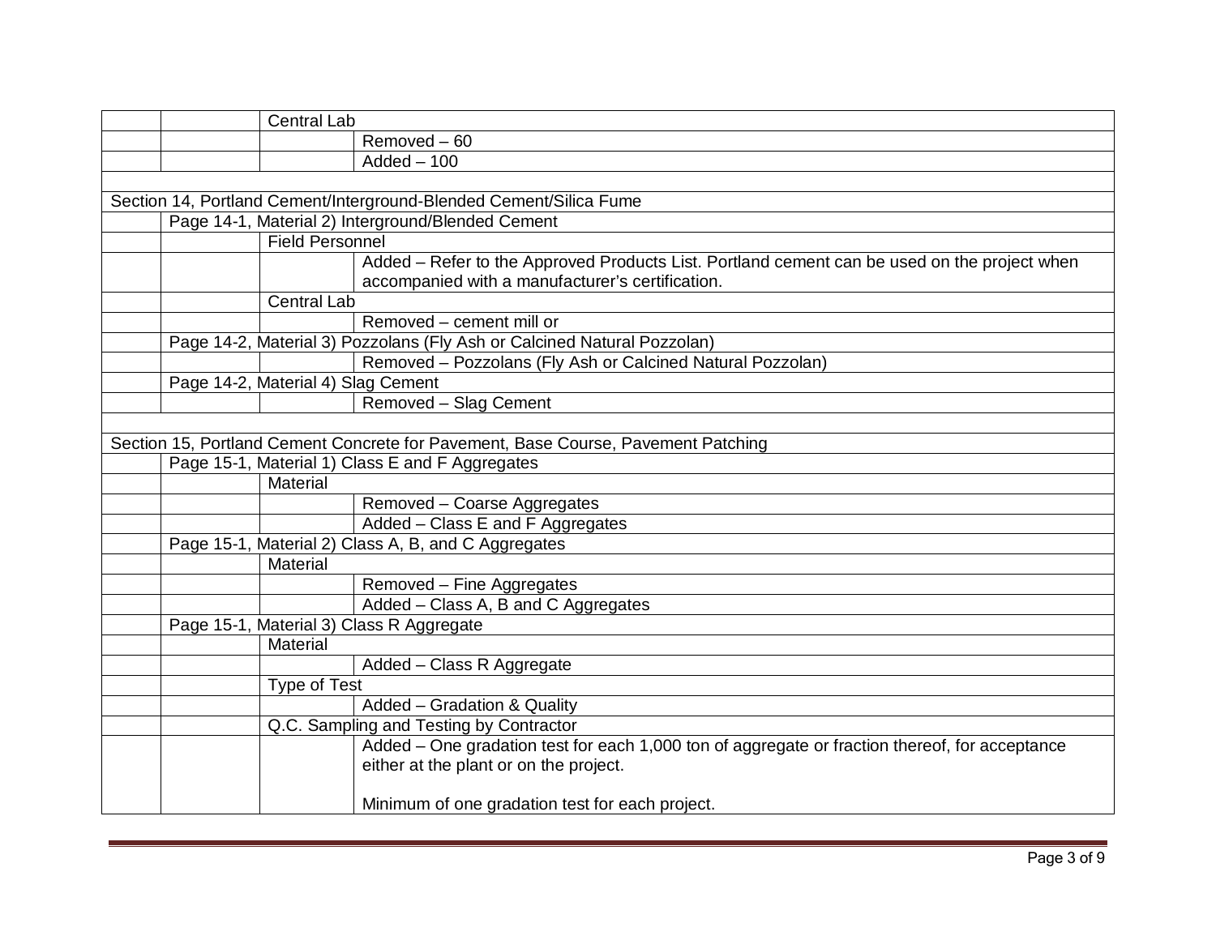| | | | |
|---|---|---|---|
| | | Central Lab | |
| | | | Removed – 60 |
| | | | Added – 100 |
| | | | |
| Section 14, Portland Cement/Interground-Blended Cement/Silica Fume | | | |
| | Page 14-1, Material 2) Interground/Blended Cement | | |
| | | Field Personnel | |
| | | | Added – Refer to the Approved Products List. Portland cement can be used on the project when accompanied with a manufacturer's certification. |
| | | Central Lab | |
| | | | Removed – cement mill or |
| | Page 14-2, Material 3) Pozzolans (Fly Ash or Calcined Natural Pozzolan) | | |
| | | | Removed – Pozzolans (Fly Ash or Calcined Natural Pozzolan) |
| | Page 14-2, Material 4) Slag Cement | | |
| | | | Removed – Slag Cement |
| | | | |
| Section 15, Portland Cement Concrete for Pavement, Base Course, Pavement Patching | | | |
| | Page 15-1, Material 1) Class E and F Aggregates | | |
| | | Material | |
| | | | Removed – Coarse Aggregates |
| | | | Added – Class E and F Aggregates |
| | Page 15-1, Material 2) Class A, B, and C Aggregates | | |
| | | Material | |
| | | | Removed – Fine Aggregates |
| | | | Added – Class A, B and C Aggregates |
| | Page 15-1, Material 3) Class R Aggregate | | |
| | | Material | |
| | | | Added – Class R Aggregate |
| | | Type of Test | |
| | | | Added – Gradation & Quality |
| | | Q.C. Sampling and Testing by Contractor | |
| | | | Added – One gradation test for each 1,000 ton of aggregate or fraction thereof, for acceptance either at the plant or on the project.<br><br>Minimum of one gradation test for each project. |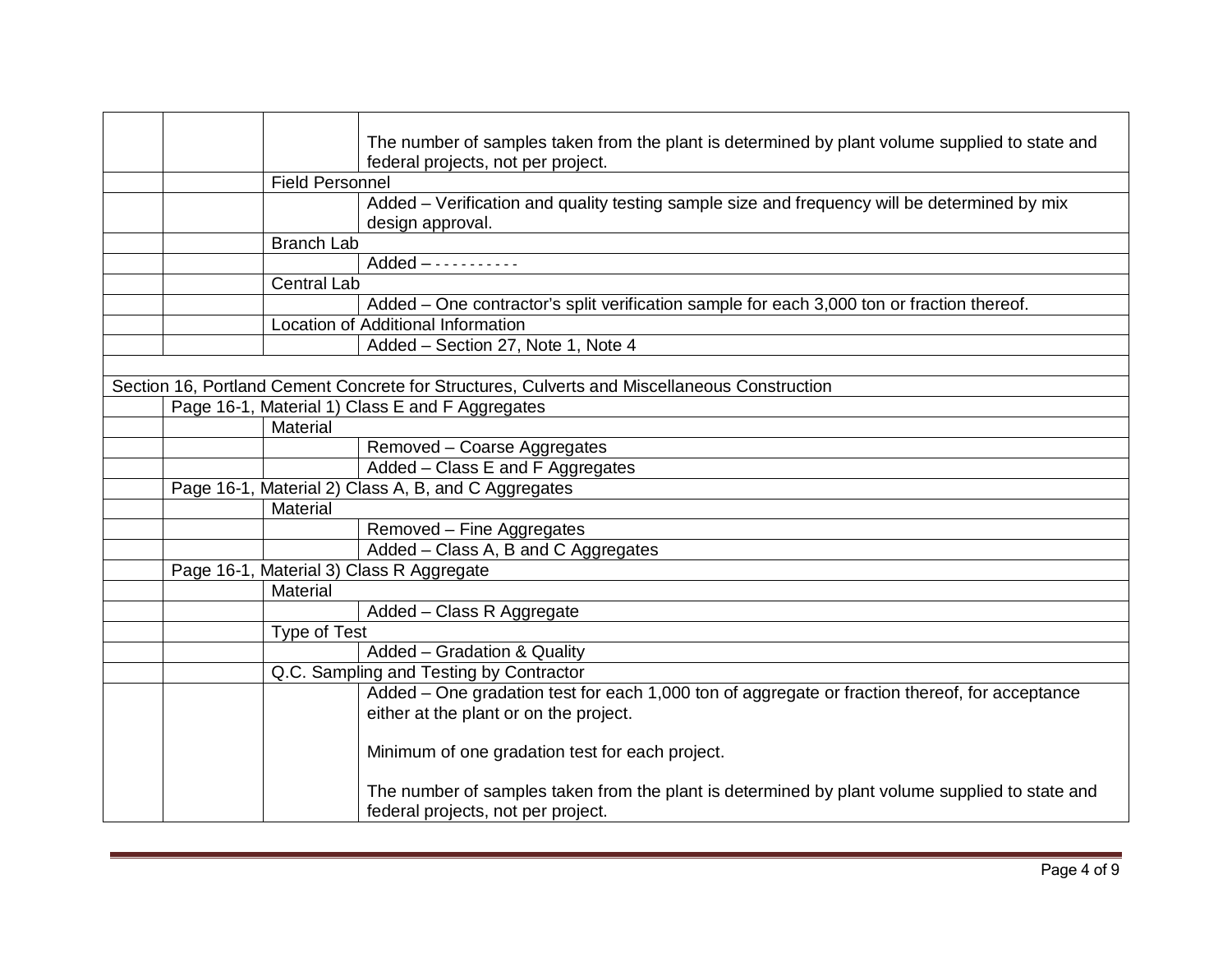| | | | |
|---|---|---|---|
| | | | The number of samples taken from the plant is determined by plant volume supplied to state and federal projects, not per project. |
| | | Field Personnel | |
| | | | Added – Verification and quality testing sample size and frequency will be determined by mix design approval. |
| | | Branch Lab | |
| | | | Added – - - - - - - - - - - |
| | | Central Lab | |
| | | | Added – One contractor's split verification sample for each 3,000 ton or fraction thereof. |
| | | Location of Additional Information | |
| | | | Added – Section 27, Note 1, Note 4 |
| | | | |
| Section 16, Portland Cement Concrete for Structures, Culverts and Miscellaneous Construction | | | |
| | Page 16-1, Material 1) Class E and F Aggregates | | |
| | | Material | |
| | | | Removed – Coarse Aggregates |
| | | | Added – Class E and F Aggregates |
| | Page 16-1, Material 2) Class A, B, and C Aggregates | | |
| | | Material | |
| | | | Removed – Fine Aggregates |
| | | | Added – Class A, B and C Aggregates |
| | Page 16-1, Material 3) Class R Aggregate | | |
| | | Material | |
| | | | Added – Class R Aggregate |
| | | Type of Test | |
| | | | Added – Gradation & Quality |
| | | Q.C. Sampling and Testing by Contractor | |
| | | | Added – One gradation test for each 1,000 ton of aggregate or fraction thereof, for acceptance either at the plant or on the project.<br><br>Minimum of one gradation test for each project.<br><br>The number of samples taken from the plant is determined by plant volume supplied to state and federal projects, not per project. |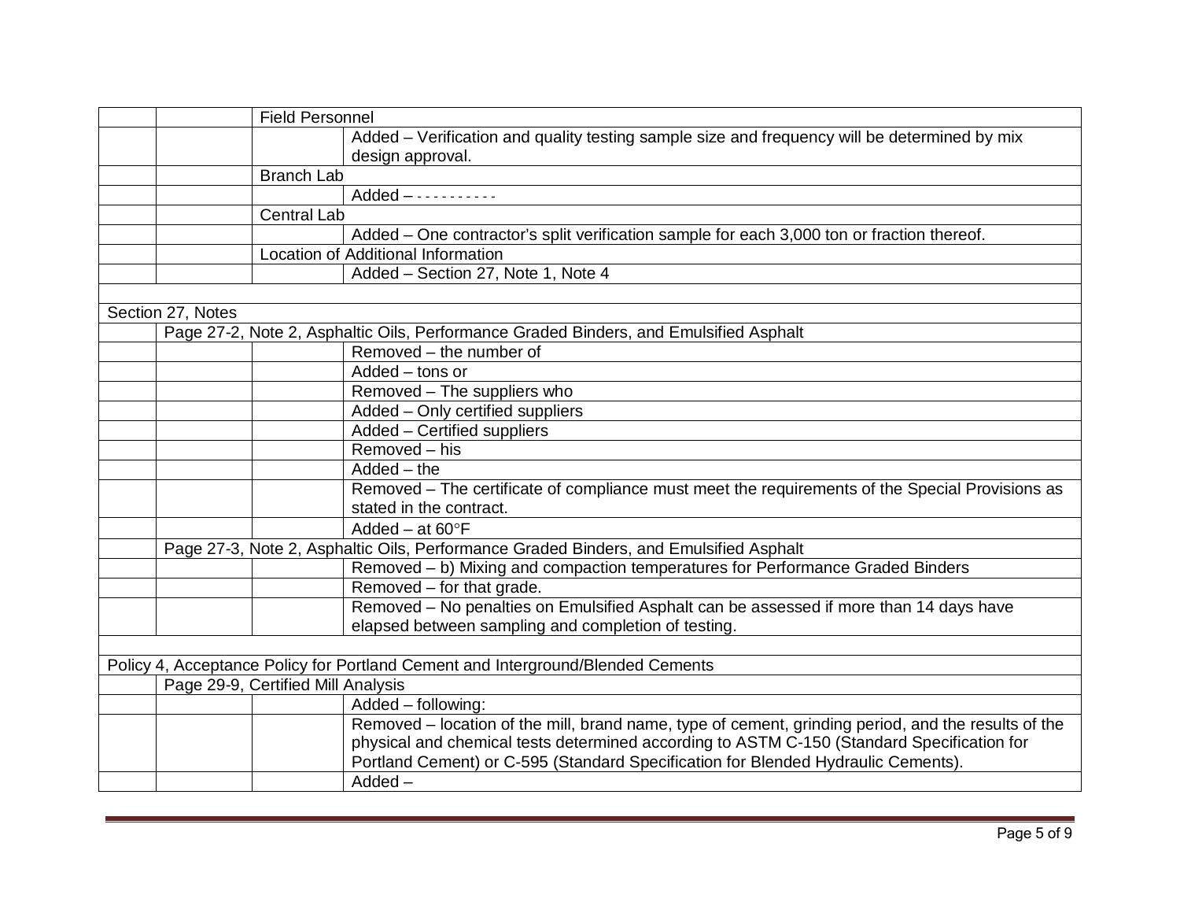| | | | |
|---|---|---|---|
| | | Field Personnel | |
| | | | Added – Verification and quality testing sample size and frequency will be determined by mix design approval. |
| | | Branch Lab | |
| | | | Added – - - - - - - - - - - |
| | | Central Lab | |
| | | | Added – One contractor's split verification sample for each 3,000 ton or fraction thereof. |
| | | Location of Additional Information | |
| | | | Added – Section 27, Note 1, Note 4 |
| | | | |
| Section 27, Notes | | | |
| | Page 27-2, Note 2, Asphaltic Oils, Performance Graded Binders, and Emulsified Asphalt | | |
| | | | Removed – the number of |
| | | | Added – tons or |
| | | | Removed – The suppliers who |
| | | | Added – Only certified suppliers |
| | | | Added – Certified suppliers |
| | | | Removed – his |
| | | | Added – the |
| | | | Removed – The certificate of compliance must meet the requirements of the Special Provisions as stated in the contract. |
| | | | Added – at 60°F |
| | Page 27-3, Note 2, Asphaltic Oils, Performance Graded Binders, and Emulsified Asphalt | | |
| | | | Removed – b) Mixing and compaction temperatures for Performance Graded Binders |
| | | | Removed – for that grade. |
| | | | Removed – No penalties on Emulsified Asphalt can be assessed if more than 14 days have elapsed between sampling and completion of testing. |
| | | | |
| Policy 4, Acceptance Policy for Portland Cement and Interground/Blended Cements | | | |
| | Page 29-9, Certified Mill Analysis | | |
| | | | Added – following: |
| | | | Removed – location of the mill, brand name, type of cement, grinding period, and the results of the physical and chemical tests determined according to ASTM C-150 (Standard Specification for Portland Cement) or C-595 (Standard Specification for Blended Hydraulic Cements). |
| | | | Added – |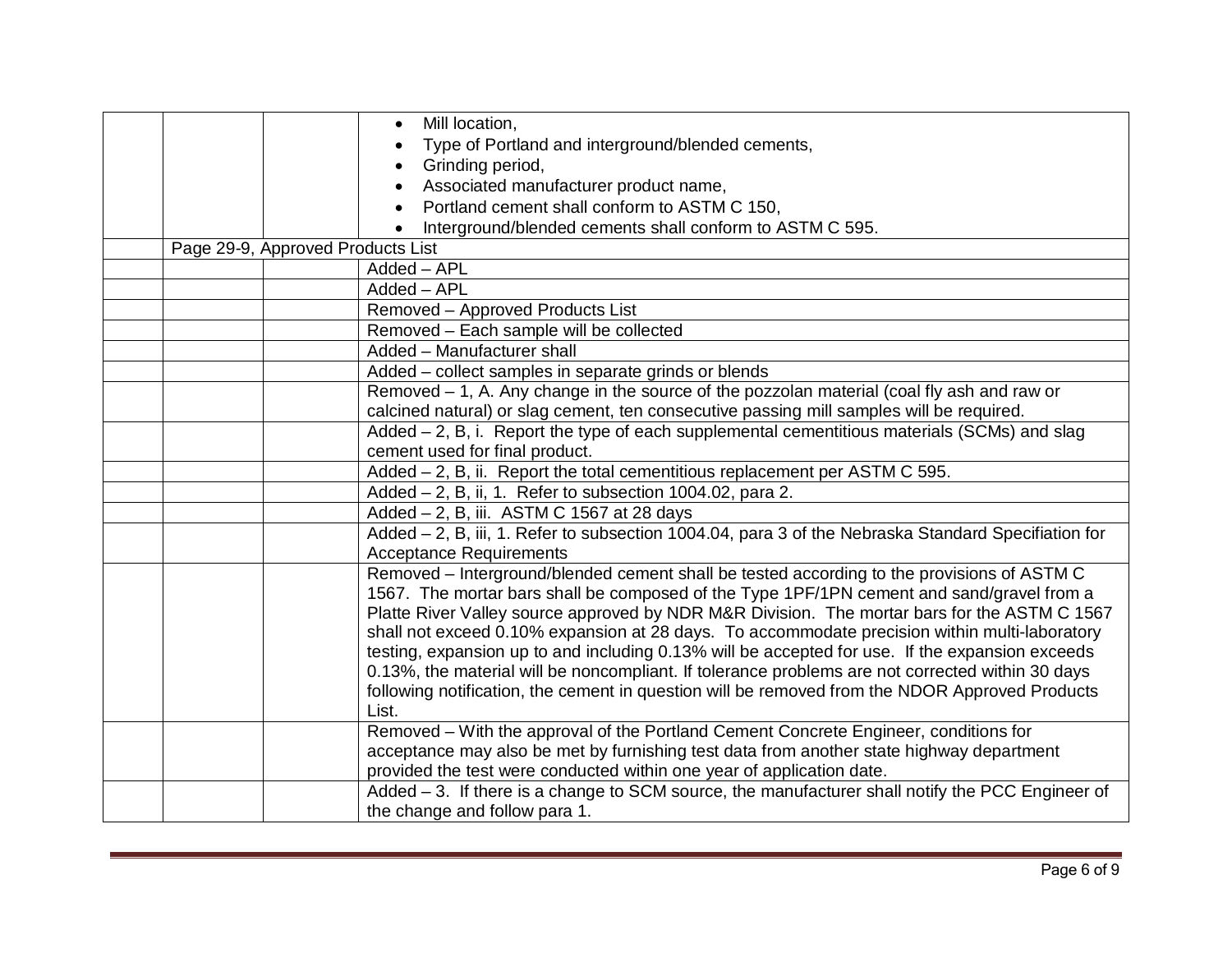| | | | |
|---|---|---|---|
| | | | • Mill location,<br>• Type of Portland and interground/blended cements,<br>• Grinding period,<br>• Associated manufacturer product name,<br>• Portland cement shall conform to ASTM C 150,<br>• Interground/blended cements shall conform to ASTM C 595. |
| | Page 29-9, Approved Products List | | |
| | | | Added – APL |
| | | | Added – APL |
| | | | Removed – Approved Products List |
| | | | Removed – Each sample will be collected |
| | | | Added – Manufacturer shall |
| | | | Added – collect samples in separate grinds or blends |
| | | | Removed – 1, A. Any change in the source of the pozzolan material (coal fly ash and raw or calcined natural) or slag cement, ten consecutive passing mill samples will be required. |
| | | | Added – 2, B, i. Report the type of each supplemental cementitious materials (SCMs) and slag cement used for final product. |
| | | | Added – 2, B, ii. Report the total cementitious replacement per ASTM C 595. |
| | | | Added – 2, B, ii, 1. Refer to subsection 1004.02, para 2. |
| | | | Added – 2, B, iii. ASTM C 1567 at 28 days |
| | | | Added – 2, B, iii, 1. Refer to subsection 1004.04, para 3 of the Nebraska Standard Specifiation for Acceptance Requirements |
| | | | Removed – Interground/blended cement shall be tested according to the provisions of ASTM C 1567. The mortar bars shall be composed of the Type 1PF/1PN cement and sand/gravel from a Platte River Valley source approved by NDR M&R Division. The mortar bars for the ASTM C 1567 shall not exceed 0.10% expansion at 28 days. To accommodate precision within multi-laboratory testing, expansion up to and including 0.13% will be accepted for use. If the expansion exceeds 0.13%, the material will be noncompliant. If tolerance problems are not corrected within 30 days following notification, the cement in question will be removed from the NDOR Approved Products List. |
| | | | Removed – With the approval of the Portland Cement Concrete Engineer, conditions for acceptance may also be met by furnishing test data from another state highway department provided the test were conducted within one year of application date. |
| | | | Added – 3. If there is a change to SCM source, the manufacturer shall notify the PCC Engineer of the change and follow para 1. |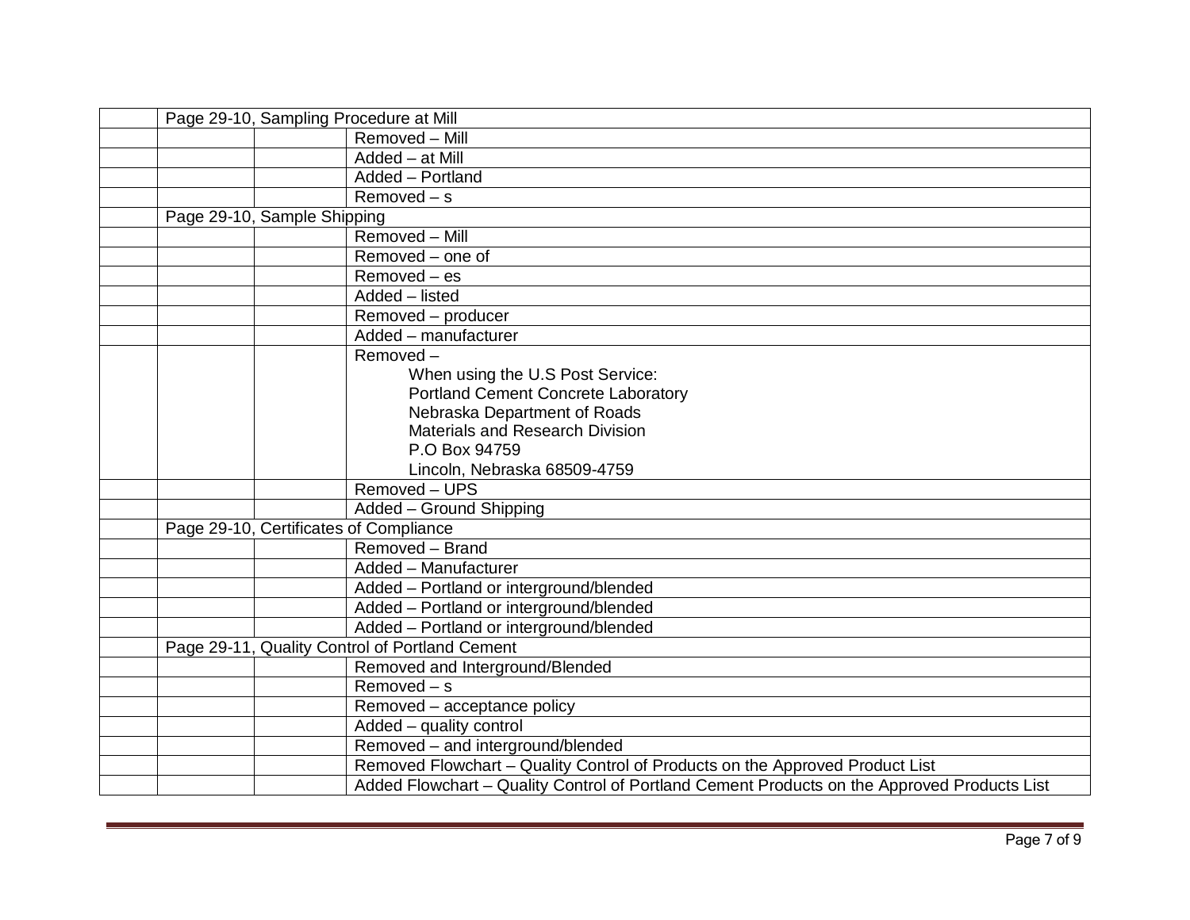| | | | |
|---|---|---|---|
| | Page 29-10, Sampling Procedure at Mill | | |
| | | | Removed – Mill |
| | | | Added – at Mill |
| | | | Added – Portland |
| | | | Removed – s |
| | Page 29-10, Sample Shipping | | |
| | | | Removed – Mill |
| | | | Removed – one of |
| | | | Removed – es |
| | | | Added – listed |
| | | | Removed – producer |
| | | | Added – manufacturer |
| | | | Removed – <br>When using the U.S Post Service:<br>Portland Cement Concrete Laboratory<br>Nebraska Department of Roads<br>Materials and Research Division<br>P.O Box 94759<br>Lincoln, Nebraska 68509-4759 |
| | | | Removed – UPS |
| | | | Added – Ground Shipping |
| | Page 29-10, Certificates of Compliance | | |
| | | | Removed – Brand |
| | | | Added – Manufacturer |
| | | | Added – Portland or interground/blended |
| | | | Added – Portland or interground/blended |
| | | | Added – Portland or interground/blended |
| | Page 29-11, Quality Control of Portland Cement | | |
| | | | Removed and Interground/Blended |
| | | | Removed – s |
| | | | Removed – acceptance policy |
| | | | Added – quality control |
| | | | Removed – and interground/blended |
| | | | Removed Flowchart – Quality Control of Products on the Approved Product List |
| | | | Added Flowchart – Quality Control of Portland Cement Products on the Approved Products List |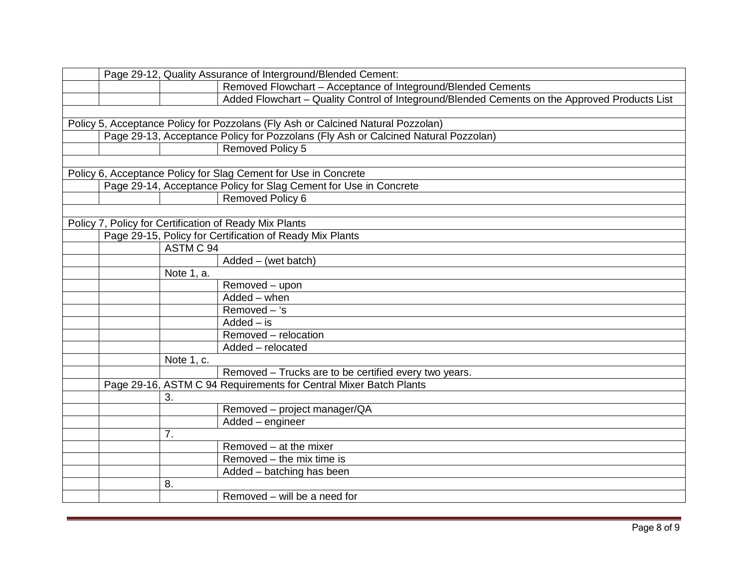| | | | |
|---|---|---|---|
| | Page 29-12, Quality Assurance of Interground/Blended Cement: | | |
| | | | Removed Flowchart – Acceptance of Integround/Blended Cements |
| | | | Added Flowchart – Quality Control of Integround/Blended Cements on the Approved Products List |
| | | | |
| Policy 5, Acceptance Policy for Pozzolans (Fly Ash or Calcined Natural Pozzolan) | | | |
| | Page 29-13, Acceptance Policy for Pozzolans (Fly Ash or Calcined Natural Pozzolan) | | |
| | | | Removed Policy 5 |
| | | | |
| Policy 6, Acceptance Policy for Slag Cement for Use in Concrete | | | |
| | Page 29-14, Acceptance Policy for Slag Cement for Use in Concrete | | |
| | | | Removed Policy 6 |
| | | | |
| Policy 7, Policy for Certification of Ready Mix Plants | | | |
| | Page 29-15, Policy for Certification of Ready Mix Plants | | |
| | | ASTM C 94 | |
| | | | Added – (wet batch) |
| | | Note 1, a. | |
| | | | Removed – upon |
| | | | Added – when |
| | | | Removed – 's |
| | | | Added – is |
| | | | Removed – relocation |
| | | | Added – relocated |
| | | Note 1, c. | |
| | | | Removed – Trucks are to be certified every two years. |
| | Page 29-16, ASTM C 94 Requirements for Central Mixer Batch Plants | | |
| | | 3. | |
| | | | Removed – project manager/QA |
| | | | Added – engineer |
| | | 7. | |
| | | | Removed – at the mixer |
| | | | Removed – the mix time is |
| | | | Added – batching has been |
| | | 8. | |
| | | | Removed – will be a need for |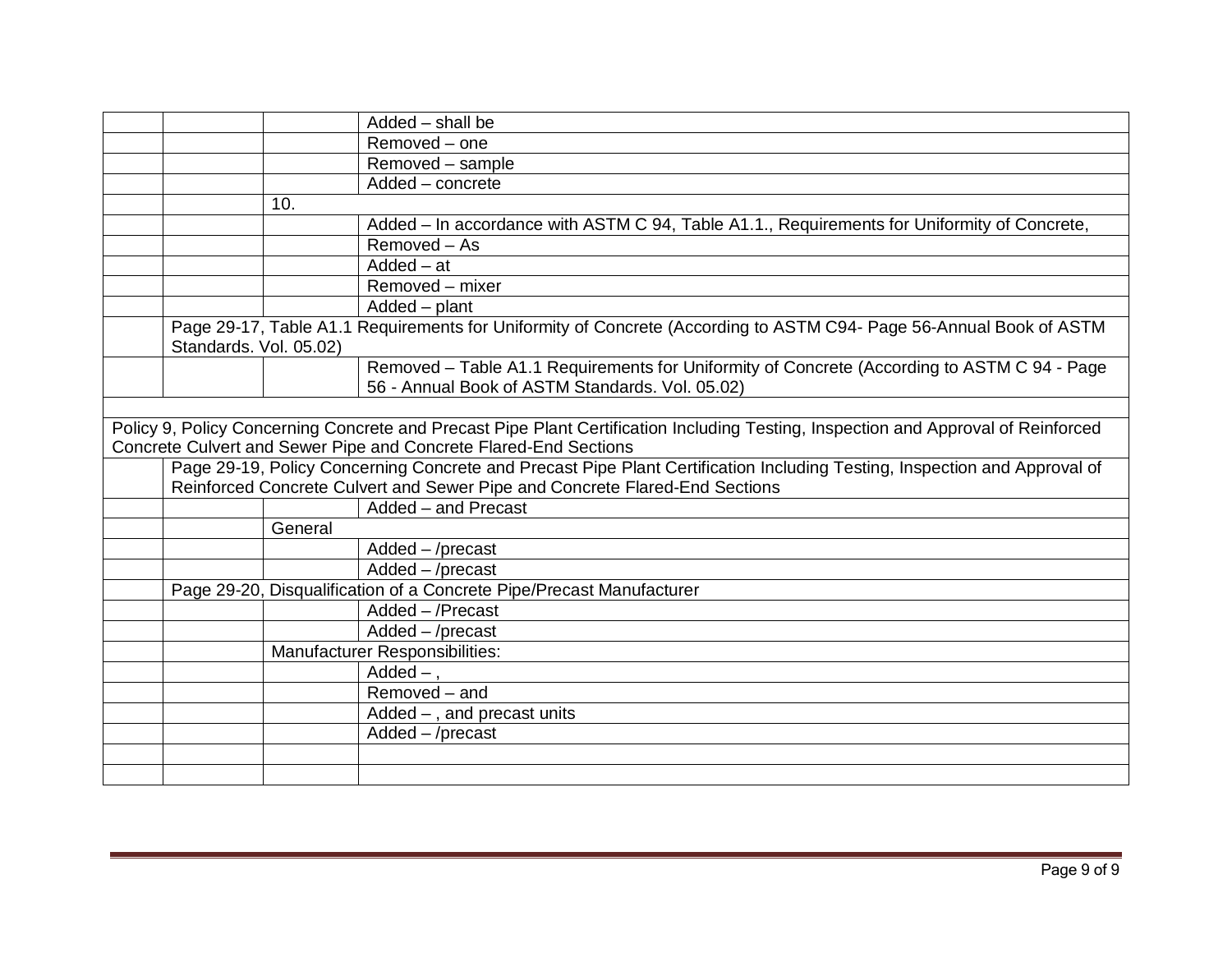| | | | |
|---|---|---|---|
| | | | Added – shall be |
| | | | Removed – one |
| | | | Removed – sample |
| | | | Added – concrete |
| | | 10. | |
| | | | Added – In accordance with ASTM C 94, Table A1.1., Requirements for Uniformity of Concrete, |
| | | | Removed – As |
| | | | Added – at |
| | | | Removed – mixer |
| | | | Added – plant |
| | Page 29-17, Table A1.1 Requirements for Uniformity of Concrete (According to ASTM C94- Page 56-Annual Book of ASTM Standards. Vol. 05.02) | | |
| | | | Removed – Table A1.1 Requirements for Uniformity of Concrete (According to ASTM C 94 - Page 56 - Annual Book of ASTM Standards. Vol. 05.02) |
| | | | |
| Policy 9, Policy Concerning Concrete and Precast Pipe Plant Certification Including Testing, Inspection and Approval of Reinforced Concrete Culvert and Sewer Pipe and Concrete Flared-End Sections | | | |
| | Page 29-19, Policy Concerning Concrete and Precast Pipe Plant Certification Including Testing, Inspection and Approval of Reinforced Concrete Culvert and Sewer Pipe and Concrete Flared-End Sections | | |
| | | | Added – and Precast |
| | | General | |
| | | | Added – /precast |
| | | | Added – /precast |
| | Page 29-20, Disqualification of a Concrete Pipe/Precast Manufacturer | | |
| | | | Added – /Precast |
| | | | Added – /precast |
| | | Manufacturer Responsibilities: | |
| | | | Added – , |
| | | | Removed – and |
| | | | Added – , and precast units |
| | | | Added – /precast |
| | | | |
| | | | |